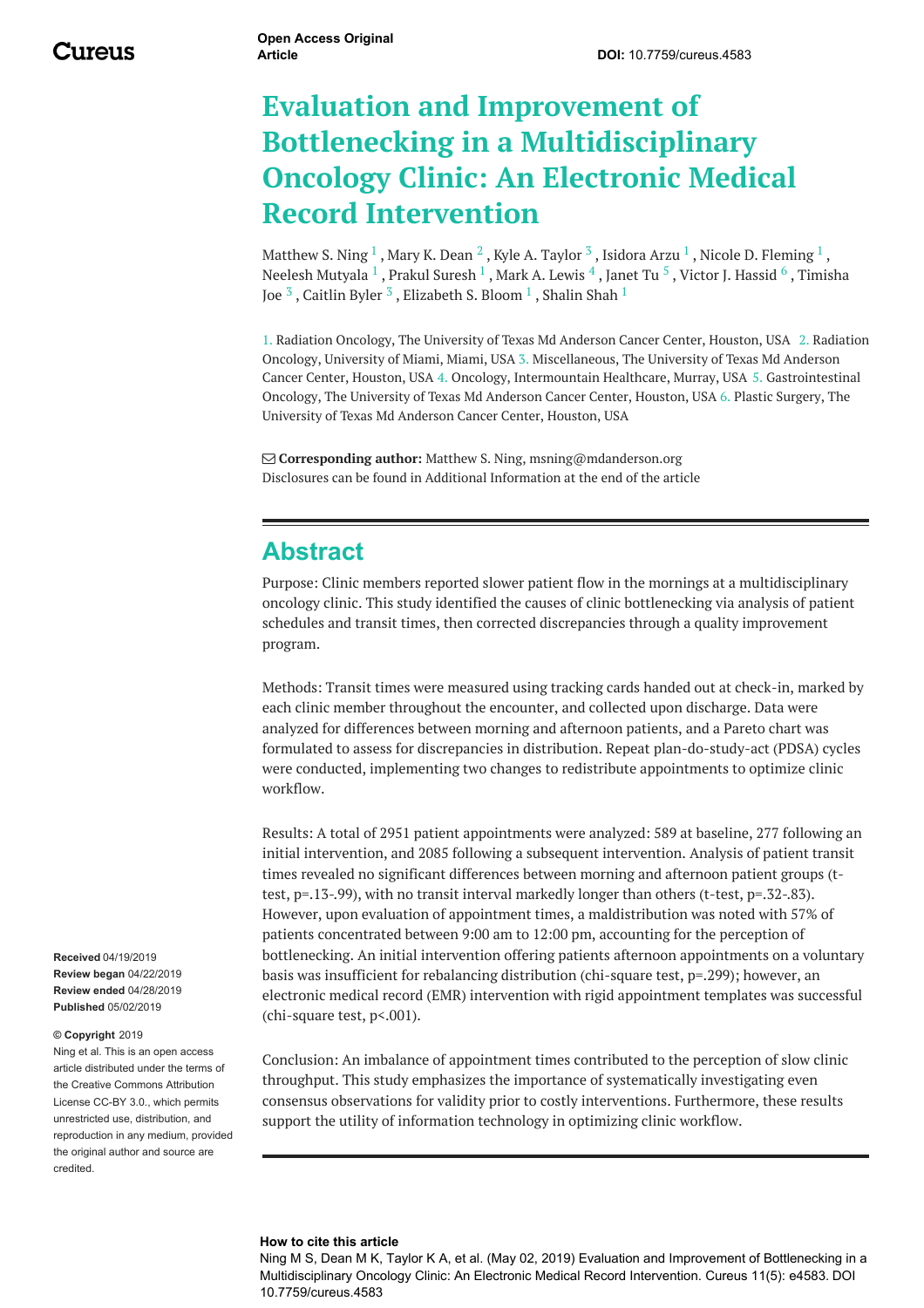# Evaluation and Improvement of Bottlenecking in a Multidisciplinary Oncology Clinic: An Electronic Medical Record Intervention

Matthew S. Ning [1] , Mary K. Dean [2] , Kyle A. Taylor [3] , Isidora Arzu [1] , Nicole D. Fleming [1] , Neelesh Mutyala [1] , Prakul Suresh [1] , Mark A. Lewis [4] , Janet Tu [5] , Victor J. Hassid [6] , Timisha Joe [3] , Caitlin Byler [3] , Elizabeth S. Bloom [1] , Shalin Shah [1]

1. Radiation Oncology, The University of Texas Md Anderson Cancer Center, Houston, USA 2. Radiation Oncology, University of Miami, Miami, USA 3. Miscellaneous, The University of Texas Md Anderson Cancer Center, Houston, USA 4. Oncology, Intermountain Healthcare, Murray, USA 5. Gastrointestinal Oncology, The University of Texas Md Anderson Cancer Center, Houston, USA 6. Plastic Surgery, The University of Texas Md Anderson Cancer Center, Houston, USA

**Corresponding author:** Matthew S. Ning, msning@mdanderson.org
Disclosures can be found in Additional Information at the end of the article

## Abstract

Purpose: Clinic members reported slower patient flow in the mornings at a multidisciplinary oncology clinic. This study identified the causes of clinic bottlenecking via analysis of patient schedules and transit times, then corrected discrepancies through a quality improvement program.

Methods: Transit times were measured using tracking cards handed out at check-in, marked by each clinic member throughout the encounter, and collected upon discharge. Data were analyzed for differences between morning and afternoon patients, and a Pareto chart was formulated to assess for discrepancies in distribution. Repeat plan-do-study-act (PDSA) cycles were conducted, implementing two changes to redistribute appointments to optimize clinic workflow.

Results: A total of 2951 patient appointments were analyzed: 589 at baseline, 277 following an initial intervention, and 2085 following a subsequent intervention. Analysis of patient transit times revealed no significant differences between morning and afternoon patient groups (t-test, p=.13-.99), with no transit interval markedly longer than others (t-test, p=.32-.83). However, upon evaluation of appointment times, a maldistribution was noted with 57% of patients concentrated between 9:00 am to 12:00 pm, accounting for the perception of bottlenecking. An initial intervention offering patients afternoon appointments on a voluntary basis was insufficient for rebalancing distribution (chi-square test, p=.299); however, an electronic medical record (EMR) intervention with rigid appointment templates was successful (chi-square test, p<.001).

Conclusion: An imbalance of appointment times contributed to the perception of slow clinic throughput. This study emphasizes the importance of systematically investigating even consensus observations for validity prior to costly interventions. Furthermore, these results support the utility of information technology in optimizing clinic workflow.

**Received** 04/19/2019
**Review began** 04/22/2019
**Review ended** 04/28/2019
**Published** 05/02/2019

**© Copyright** 2019
Ning et al. This is an open access article distributed under the terms of the Creative Commons Attribution License CC-BY 3.0., which permits unrestricted use, distribution, and reproduction in any medium, provided the original author and source are credited.

**How to cite this article**
Ning M S, Dean M K, Taylor K A, et al. (May 02, 2019) Evaluation and Improvement of Bottlenecking in a Multidisciplinary Oncology Clinic: An Electronic Medical Record Intervention. Cureus 11(5): e4583. DOI 10.7759/cureus.4583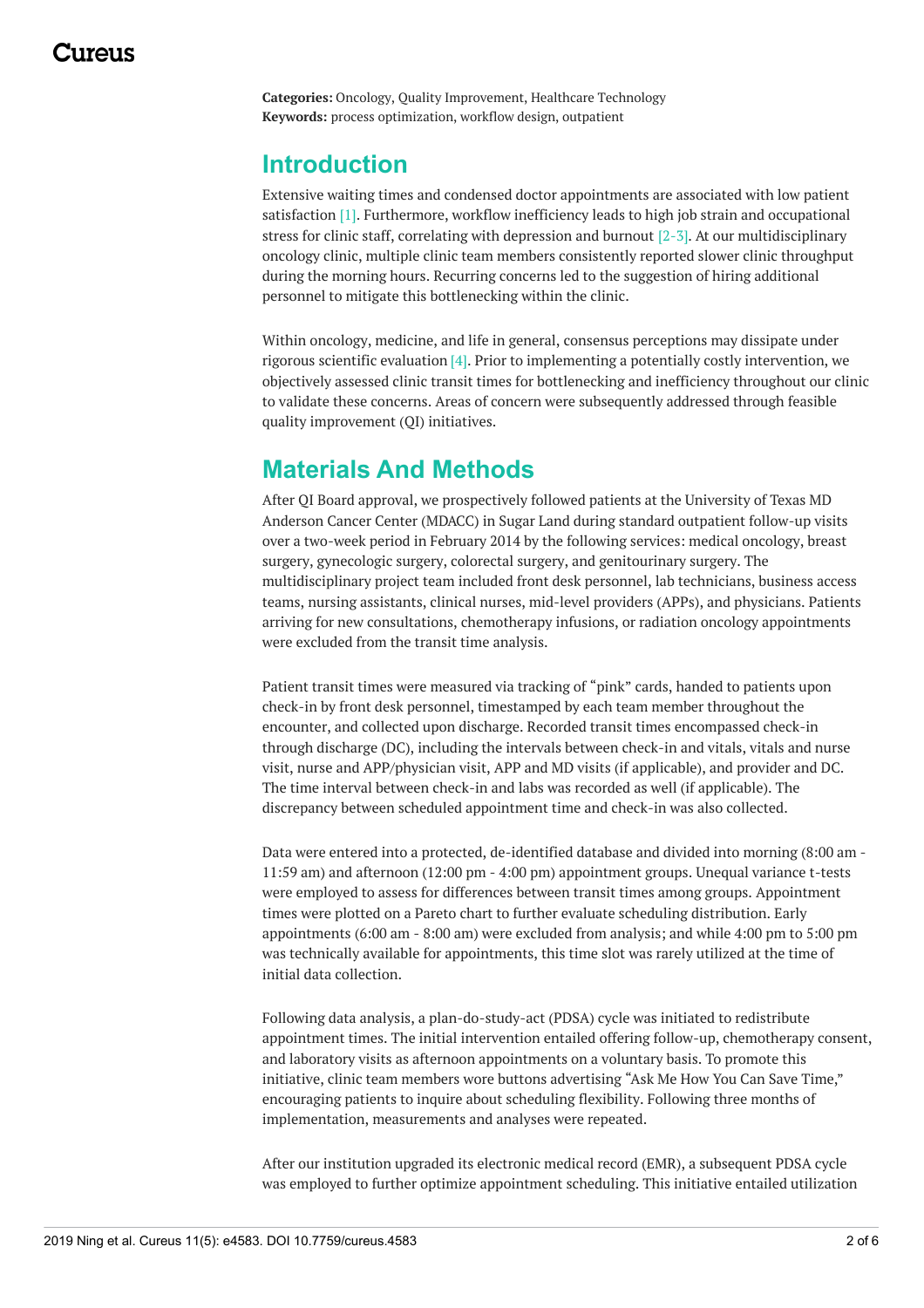**Categories:** Oncology, Quality Improvement, Healthcare Technology
**Keywords:** process optimization, workflow design, outpatient

## Introduction

Extensive waiting times and condensed doctor appointments are associated with low patient satisfaction [1]. Furthermore, workflow inefficiency leads to high job strain and occupational stress for clinic staff, correlating with depression and burnout [2-3]. At our multidisciplinary oncology clinic, multiple clinic team members consistently reported slower clinic throughput during the morning hours. Recurring concerns led to the suggestion of hiring additional personnel to mitigate this bottlenecking within the clinic.

Within oncology, medicine, and life in general, consensus perceptions may dissipate under rigorous scientific evaluation [4]. Prior to implementing a potentially costly intervention, we objectively assessed clinic transit times for bottlenecking and inefficiency throughout our clinic to validate these concerns. Areas of concern were subsequently addressed through feasible quality improvement (QI) initiatives.

## Materials And Methods

After QI Board approval, we prospectively followed patients at the University of Texas MD Anderson Cancer Center (MDACC) in Sugar Land during standard outpatient follow-up visits over a two-week period in February 2014 by the following services: medical oncology, breast surgery, gynecologic surgery, colorectal surgery, and genitourinary surgery. The multidisciplinary project team included front desk personnel, lab technicians, business access teams, nursing assistants, clinical nurses, mid-level providers (APPs), and physicians. Patients arriving for new consultations, chemotherapy infusions, or radiation oncology appointments were excluded from the transit time analysis.

Patient transit times were measured via tracking of "pink" cards, handed to patients upon check-in by front desk personnel, timestamped by each team member throughout the encounter, and collected upon discharge. Recorded transit times encompassed check-in through discharge (DC), including the intervals between check-in and vitals, vitals and nurse visit, nurse and APP/physician visit, APP and MD visits (if applicable), and provider and DC. The time interval between check-in and labs was recorded as well (if applicable). The discrepancy between scheduled appointment time and check-in was also collected.

Data were entered into a protected, de-identified database and divided into morning (8:00 am - 11:59 am) and afternoon (12:00 pm - 4:00 pm) appointment groups. Unequal variance t-tests were employed to assess for differences between transit times among groups. Appointment times were plotted on a Pareto chart to further evaluate scheduling distribution. Early appointments (6:00 am - 8:00 am) were excluded from analysis; and while 4:00 pm to 5:00 pm was technically available for appointments, this time slot was rarely utilized at the time of initial data collection.

Following data analysis, a plan-do-study-act (PDSA) cycle was initiated to redistribute appointment times. The initial intervention entailed offering follow-up, chemotherapy consent, and laboratory visits as afternoon appointments on a voluntary basis. To promote this initiative, clinic team members wore buttons advertising "Ask Me How You Can Save Time," encouraging patients to inquire about scheduling flexibility. Following three months of implementation, measurements and analyses were repeated.

After our institution upgraded its electronic medical record (EMR), a subsequent PDSA cycle was employed to further optimize appointment scheduling. This initiative entailed utilization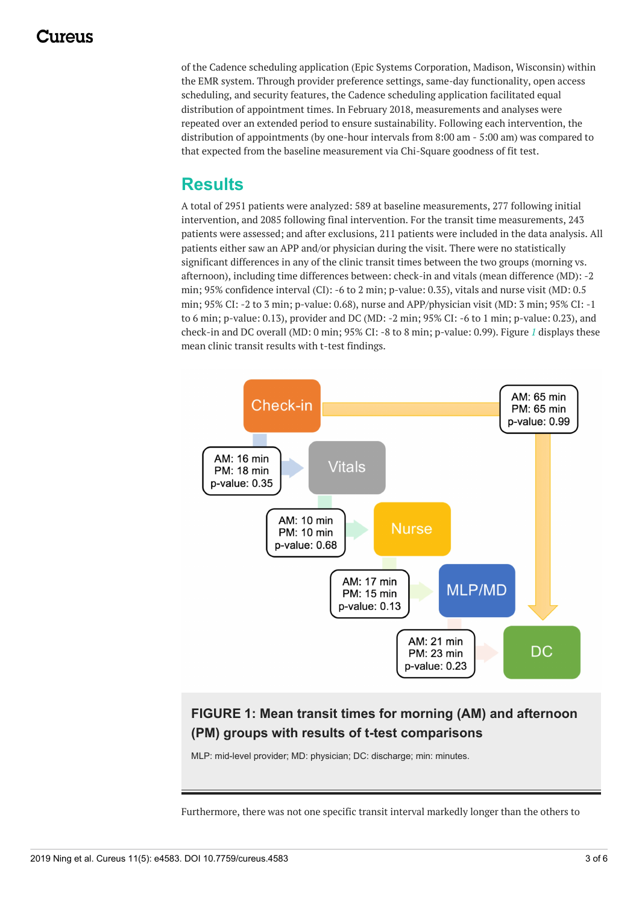of the Cadence scheduling application (Epic Systems Corporation, Madison, Wisconsin) within the EMR system. Through provider preference settings, same-day functionality, open access scheduling, and security features, the Cadence scheduling application facilitated equal distribution of appointment times. In February 2018, measurements and analyses were repeated over an extended period to ensure sustainability. Following each intervention, the distribution of appointments (by one-hour intervals from 8:00 am - 5:00 am) was compared to that expected from the baseline measurement via Chi-Square goodness of fit test.

## Results

A total of 2951 patients were analyzed: 589 at baseline measurements, 277 following initial intervention, and 2085 following final intervention. For the transit time measurements, 243 patients were assessed; and after exclusions, 211 patients were included in the data analysis. All patients either saw an APP and/or physician during the visit. There were no statistically significant differences in any of the clinic transit times between the two groups (morning vs. afternoon), including time differences between: check-in and vitals (mean difference (MD): -2 min; 95% confidence interval (CI): -6 to 2 min; p-value: 0.35), vitals and nurse visit (MD: 0.5 min; 95% CI: -2 to 3 min; p-value: 0.68), nurse and APP/physician visit (MD: 3 min; 95% CI: -1 to 6 min; p-value: 0.13), provider and DC (MD: -2 min; 95% CI: -6 to 1 min; p-value: 0.23), and check-in and DC overall (MD: 0 min; 95% CI: -8 to 8 min; p-value: 0.99). Figure *1* displays these mean clinic transit results with t-test findings.

**FIGURE 1: Mean transit times for morning (AM) and afternoon (PM) groups with results of t-test comparisons**

MLP: mid-level provider; MD: physician; DC: discharge; min: minutes.

Furthermore, there was not one specific transit interval markedly longer than the others to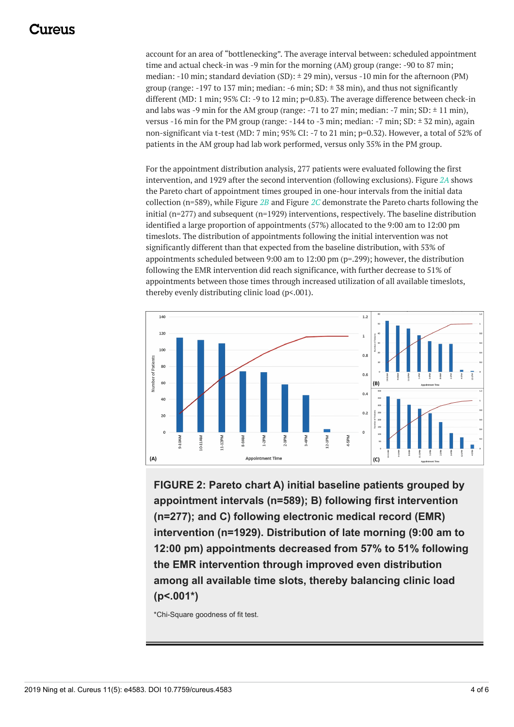account for an area of "bottlenecking". The average interval between: scheduled appointment time and actual check-in was -9 min for the morning (AM) group (range: -90 to 87 min; median: -10 min; standard deviation (SD): ± 29 min), versus -10 min for the afternoon (PM) group (range: -197 to 137 min; median: -6 min; SD: ± 38 min), and thus not significantly different (MD: 1 min; 95% CI: -9 to 12 min; p=0.83). The average difference between check-in and labs was -9 min for the AM group (range: -71 to 27 min; median: -7 min; SD: ± 11 min), versus -16 min for the PM group (range: -144 to -3 min; median: -7 min; SD: ± 32 min), again non-significant via t-test (MD: 7 min; 95% CI: -7 to 21 min; p=0.32). However, a total of 52% of patients in the AM group had lab work performed, versus only 35% in the PM group.

For the appointment distribution analysis, 277 patients were evaluated following the first intervention, and 1929 after the second intervention (following exclusions). Figure *2A* shows the Pareto chart of appointment times grouped in one-hour intervals from the initial data collection (n=589), while Figure *2B* and Figure *2C* demonstrate the Pareto charts following the initial (n=277) and subsequent (n=1929) interventions, respectively. The baseline distribution identified a large proportion of appointments (57%) allocated to the 9:00 am to 12:00 pm timeslots. The distribution of appointments following the initial intervention was not significantly different than that expected from the baseline distribution, with 53% of appointments scheduled between 9:00 am to 12:00 pm (p=.299); however, the distribution following the EMR intervention did reach significance, with further decrease to 51% of appointments between those times through increased utilization of all available timeslots, thereby evenly distributing clinic load (p<.001).

**FIGURE 2: Pareto chart A) initial baseline patients grouped by appointment intervals (n=589); B) following first intervention (n=277); and C) following electronic medical record (EMR) intervention (n=1929). Distribution of late morning (9:00 am to 12:00 pm) appointments decreased from 57% to 51% following the EMR intervention through improved even distribution among all available time slots, thereby balancing clinic load (p<.001*)**

*Chi-Square goodness of fit test.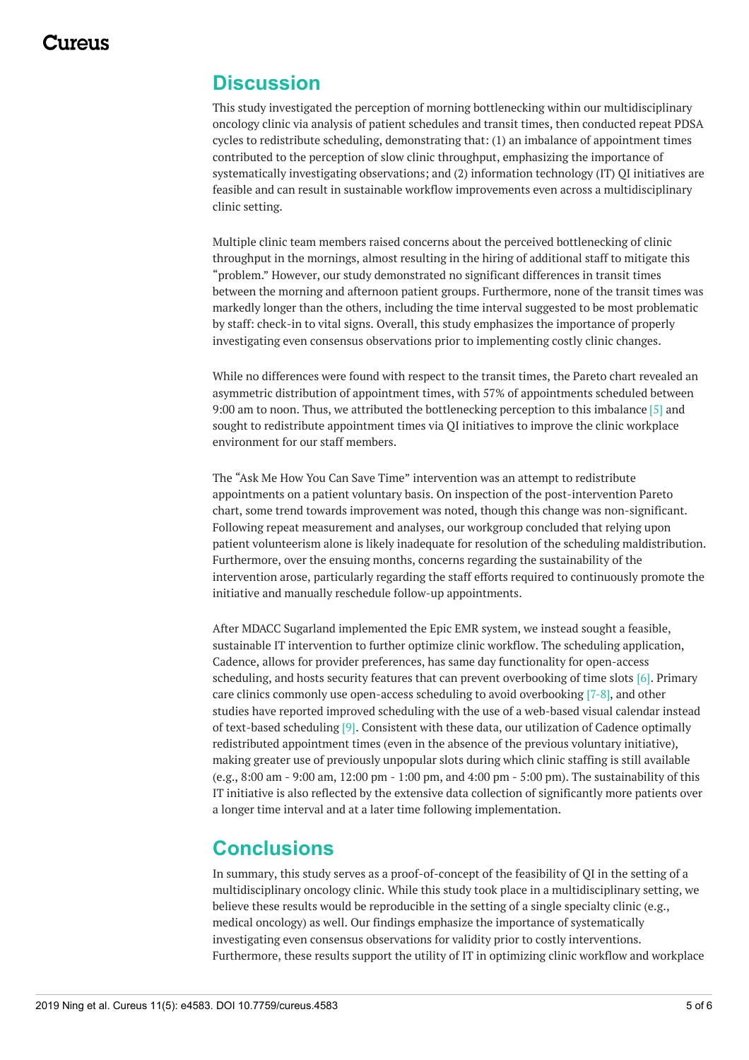## Discussion

This study investigated the perception of morning bottlenecking within our multidisciplinary oncology clinic via analysis of patient schedules and transit times, then conducted repeat PDSA cycles to redistribute scheduling, demonstrating that: (1) an imbalance of appointment times contributed to the perception of slow clinic throughput, emphasizing the importance of systematically investigating observations; and (2) information technology (IT) QI initiatives are feasible and can result in sustainable workflow improvements even across a multidisciplinary clinic setting.

Multiple clinic team members raised concerns about the perceived bottlenecking of clinic throughput in the mornings, almost resulting in the hiring of additional staff to mitigate this "problem." However, our study demonstrated no significant differences in transit times between the morning and afternoon patient groups. Furthermore, none of the transit times was markedly longer than the others, including the time interval suggested to be most problematic by staff: check-in to vital signs. Overall, this study emphasizes the importance of properly investigating even consensus observations prior to implementing costly clinic changes.

While no differences were found with respect to the transit times, the Pareto chart revealed an asymmetric distribution of appointment times, with 57% of appointments scheduled between 9:00 am to noon. Thus, we attributed the bottlenecking perception to this imbalance [5] and sought to redistribute appointment times via QI initiatives to improve the clinic workplace environment for our staff members.

The "Ask Me How You Can Save Time" intervention was an attempt to redistribute appointments on a patient voluntary basis. On inspection of the post-intervention Pareto chart, some trend towards improvement was noted, though this change was non-significant. Following repeat measurement and analyses, our workgroup concluded that relying upon patient volunteerism alone is likely inadequate for resolution of the scheduling maldistribution. Furthermore, over the ensuing months, concerns regarding the sustainability of the intervention arose, particularly regarding the staff efforts required to continuously promote the initiative and manually reschedule follow-up appointments.

After MDACC Sugarland implemented the Epic EMR system, we instead sought a feasible, sustainable IT intervention to further optimize clinic workflow. The scheduling application, Cadence, allows for provider preferences, has same day functionality for open-access scheduling, and hosts security features that can prevent overbooking of time slots [6]. Primary care clinics commonly use open-access scheduling to avoid overbooking [7-8], and other studies have reported improved scheduling with the use of a web-based visual calendar instead of text-based scheduling [9]. Consistent with these data, our utilization of Cadence optimally redistributed appointment times (even in the absence of the previous voluntary initiative), making greater use of previously unpopular slots during which clinic staffing is still available (e.g., 8:00 am - 9:00 am, 12:00 pm - 1:00 pm, and 4:00 pm - 5:00 pm). The sustainability of this IT initiative is also reflected by the extensive data collection of significantly more patients over a longer time interval and at a later time following implementation.

## Conclusions

In summary, this study serves as a proof-of-concept of the feasibility of QI in the setting of a multidisciplinary oncology clinic. While this study took place in a multidisciplinary setting, we believe these results would be reproducible in the setting of a single specialty clinic (e.g., medical oncology) as well. Our findings emphasize the importance of systematically investigating even consensus observations for validity prior to costly interventions. Furthermore, these results support the utility of IT in optimizing clinic workflow and workplace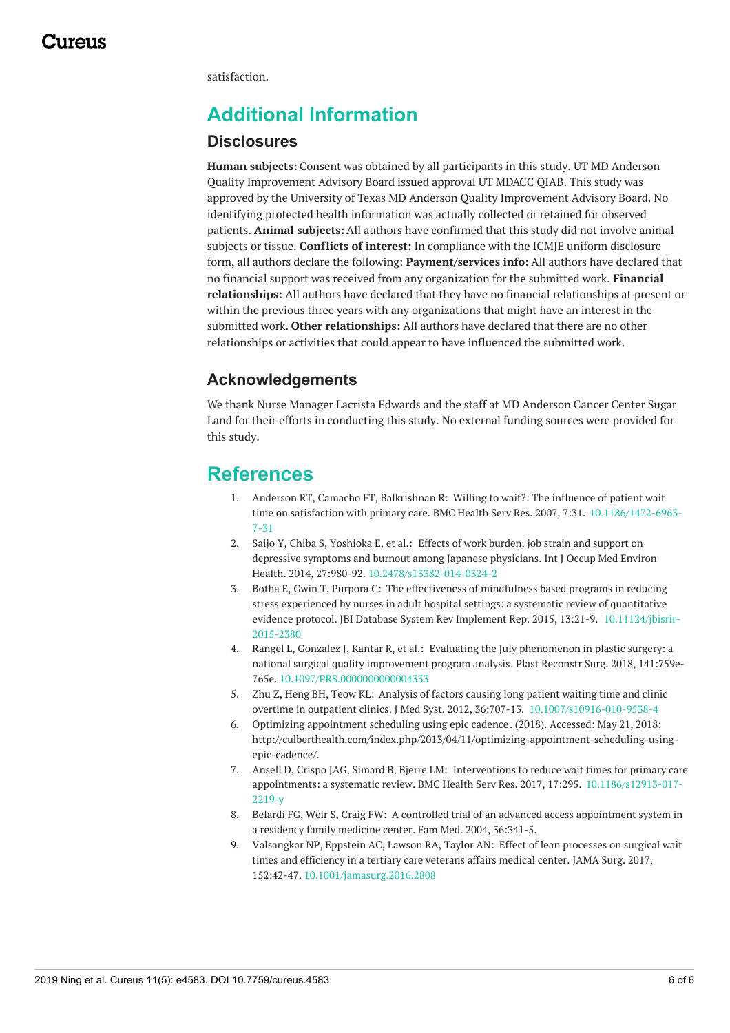satisfaction.

# Additional Information

## Disclosures

**Human subjects:** Consent was obtained by all participants in this study. UT MD Anderson Quality Improvement Advisory Board issued approval UT MDACC QIAB. This study was approved by the University of Texas MD Anderson Quality Improvement Advisory Board. No identifying protected health information was actually collected or retained for observed patients. **Animal subjects:** All authors have confirmed that this study did not involve animal subjects or tissue. **Conflicts of interest:** In compliance with the ICMJE uniform disclosure form, all authors declare the following: **Payment/services info:** All authors have declared that no financial support was received from any organization for the submitted work. **Financial relationships:** All authors have declared that they have no financial relationships at present or within the previous three years with any organizations that might have an interest in the submitted work. **Other relationships:** All authors have declared that there are no other relationships or activities that could appear to have influenced the submitted work.

## Acknowledgements

We thank Nurse Manager Lacrista Edwards and the staff at MD Anderson Cancer Center Sugar Land for their efforts in conducting this study. No external funding sources were provided for this study.

# References

1. Anderson RT, Camacho FT, Balkrishnan R: Willing to wait?: The influence of patient wait time on satisfaction with primary care. BMC Health Serv Res. 2007, 7:31. 10.1186/1472-6963-7-31
2. Saijo Y, Chiba S, Yoshioka E, et al.: Effects of work burden, job strain and support on depressive symptoms and burnout among Japanese physicians. Int J Occup Med Environ Health. 2014, 27:980-92. 10.2478/s13382-014-0324-2
3. Botha E, Gwin T, Purpora C: The effectiveness of mindfulness based programs in reducing stress experienced by nurses in adult hospital settings: a systematic review of quantitative evidence protocol. JBI Database System Rev Implement Rep. 2015, 13:21-9. 10.11124/jbisrir-2015-2380
4. Rangel L, Gonzalez J, Kantar R, et al.: Evaluating the July phenomenon in plastic surgery: a national surgical quality improvement program analysis. Plast Reconstr Surg. 2018, 141:759e-765e. 10.1097/PRS.0000000000004333
5. Zhu Z, Heng BH, Teow KL: Analysis of factors causing long patient waiting time and clinic overtime in outpatient clinics. J Med Syst. 2012, 36:707-13. 10.1007/s10916-010-9538-4
6. Optimizing appointment scheduling using epic cadence. (2018). Accessed: May 21, 2018: http://culberthealth.com/index.php/2013/04/11/optimizing-appointment-scheduling-using-epic-cadence/.
7. Ansell D, Crispo JAG, Simard B, Bjerre LM: Interventions to reduce wait times for primary care appointments: a systematic review. BMC Health Serv Res. 2017, 17:295. 10.1186/s12913-017-2219-y
8. Belardi FG, Weir S, Craig FW: A controlled trial of an advanced access appointment system in a residency family medicine center. Fam Med. 2004, 36:341-5.
9. Valsangkar NP, Eppstein AC, Lawson RA, Taylor AN: Effect of lean processes on surgical wait times and efficiency in a tertiary care veterans affairs medical center. JAMA Surg. 2017, 152:42-47. 10.1001/jamasurg.2016.2808